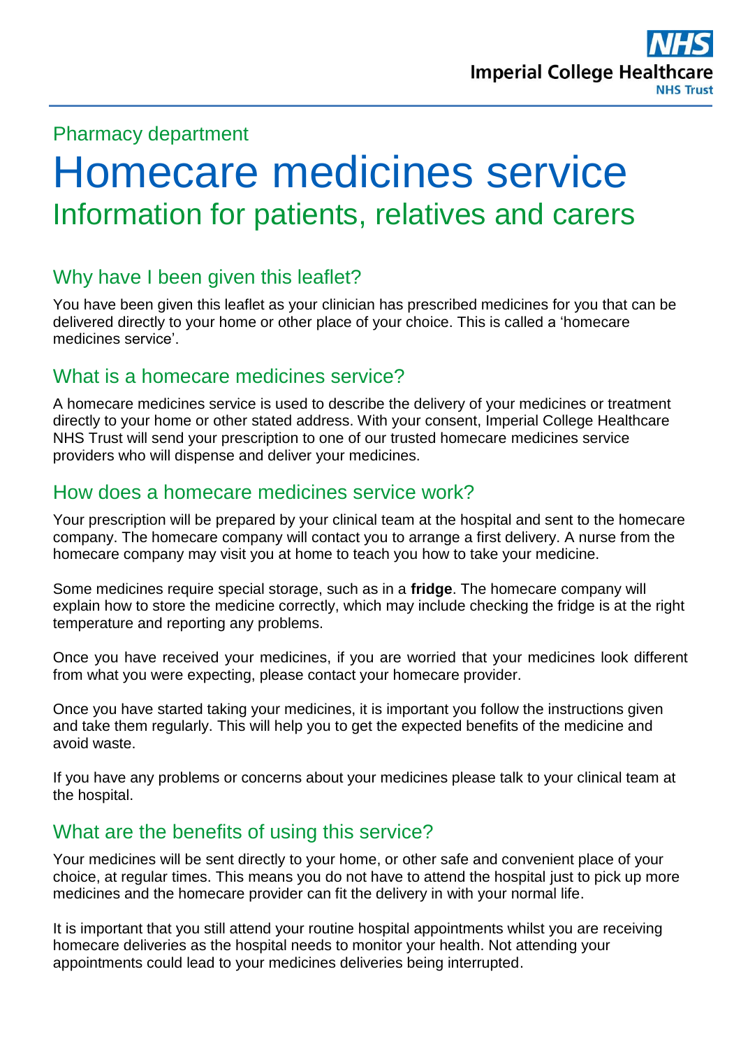Pharmacy department

# Homecare medicines service

## Information for patients, relatives and carers

### Why have I been given this leaflet?

You have been given this leaflet as your clinician has prescribed medicines for you that can be delivered directly to your home or other place of your choice. This is called a 'homecare medicines service'.

### What is a homecare medicines service?

A homecare medicines service is used to describe the delivery of your medicines or treatment directly to your home or other stated address. With your consent, Imperial College Healthcare NHS Trust will send your prescription to one of our trusted homecare medicines service providers who will dispense and deliver your medicines.

### How does a homecare medicines service work?

Your prescription will be prepared by your clinical team at the hospital and sent to the homecare company. The homecare company will contact you to arrange a first delivery. A nurse from the homecare company may visit you at home to teach you how to take your medicine.

Some medicines require special storage, such as in a **fridge**. The homecare company will explain how to store the medicine correctly, which may include checking the fridge is at the right temperature and reporting any problems.

Once you have received your medicines, if you are worried that your medicines look different from what you were expecting, please contact your homecare provider.

Once you have started taking your medicines, it is important you follow the instructions given and take them regularly. This will help you to get the expected benefits of the medicine and avoid waste.

If you have any problems or concerns about your medicines please talk to your clinical team at the hospital.

### What are the benefits of using this service?

Your medicines will be sent directly to your home, or other safe and convenient place of your choice, at regular times. This means you do not have to attend the hospital just to pick up more medicines and the homecare provider can fit the delivery in with your normal life.

It is important that you still attend your routine hospital appointments whilst you are receiving homecare deliveries as the hospital needs to monitor your health. Not attending your appointments could lead to your medicines deliveries being interrupted.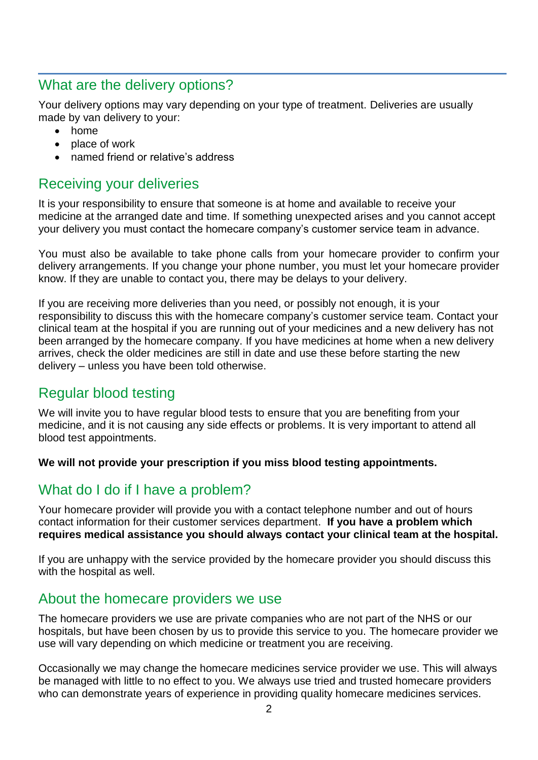## What are the delivery options?

Your delivery options may vary depending on your type of treatment. Deliveries are usually made by van delivery to your:

- home
- place of work
- named friend or relative's address

## Receiving your deliveries

It is your responsibility to ensure that someone is at home and available to receive your medicine at the arranged date and time. If something unexpected arises and you cannot accept your delivery you must contact the homecare company's customer service team in advance.

You must also be available to take phone calls from your homecare provider to confirm your delivery arrangements. If you change your phone number, you must let your homecare provider know. If they are unable to contact you, there may be delays to your delivery.

If you are receiving more deliveries than you need, or possibly not enough, it is your responsibility to discuss this with the homecare company's customer service team. Contact your clinical team at the hospital if you are running out of your medicines and a new delivery has not been arranged by the homecare company. If you have medicines at home when a new delivery arrives, check the older medicines are still in date and use these before starting the new delivery – unless you have been told otherwise.

## Regular blood testing

We will invite you to have regular blood tests to ensure that you are benefiting from your medicine, and it is not causing any side effects or problems. It is very important to attend all blood test appointments.

**We will not provide your prescription if you miss blood testing appointments.**

## What do I do if I have a problem?

Your homecare provider will provide you with a contact telephone number and out of hours contact information for their customer services department. **If you have a problem which requires medical assistance you should always contact your clinical team at the hospital.**

If you are unhappy with the service provided by the homecare provider you should discuss this with the hospital as well.

## About the homecare providers we use

The homecare providers we use are private companies who are not part of the NHS or our hospitals, but have been chosen by us to provide this service to you. The homecare provider we use will vary depending on which medicine or treatment you are receiving.

Occasionally we may change the homecare medicines service provider we use. This will always be managed with little to no effect to you. We always use tried and trusted homecare providers who can demonstrate years of experience in providing quality homecare medicines services.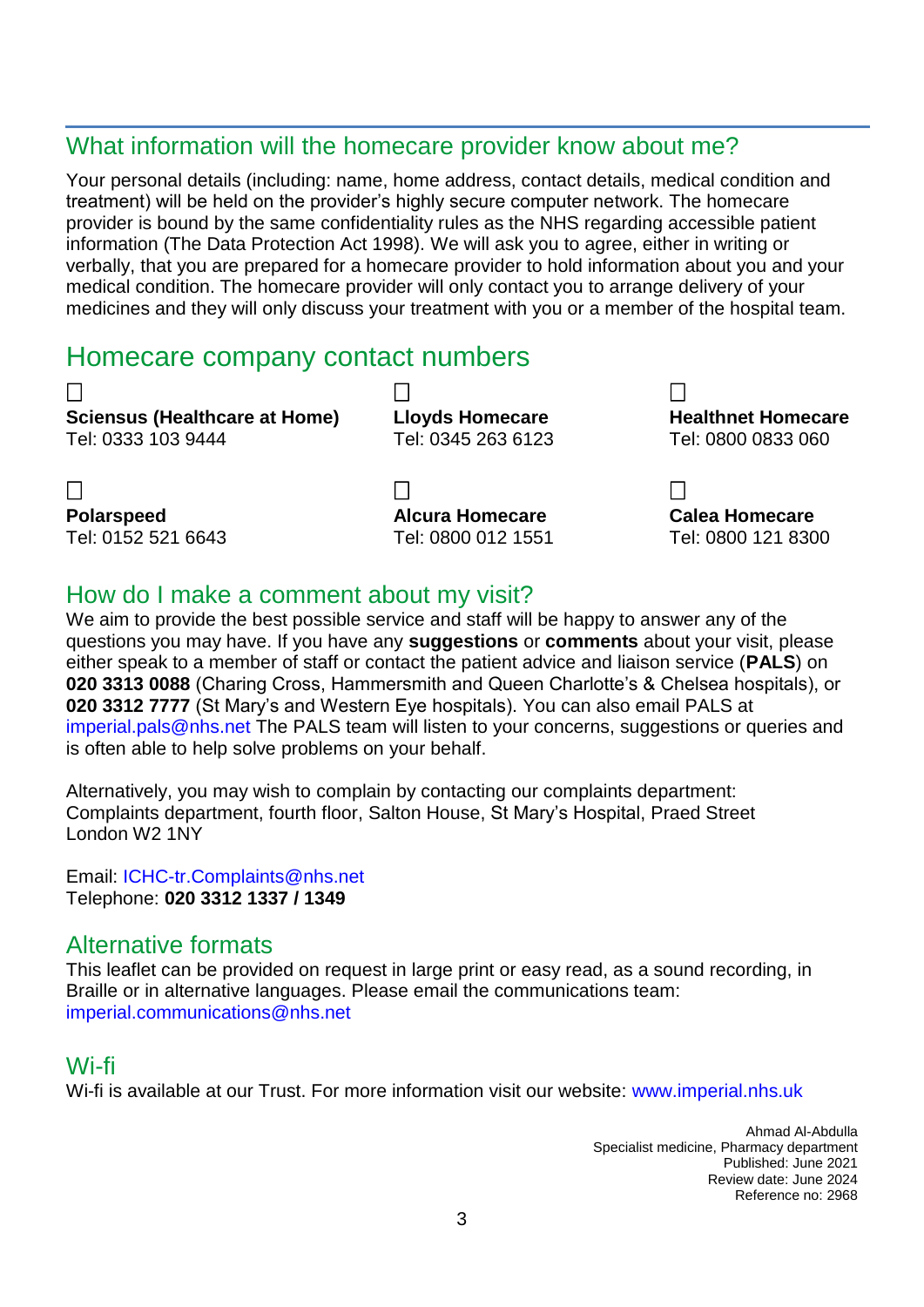## What information will the homecare provider know about me?

Your personal details (including: name, home address, contact details, medical condition and treatment) will be held on the provider's highly secure computer network. The homecare provider is bound by the same confidentiality rules as the NHS regarding accessible patient information (The Data Protection Act 1998). We will ask you to agree, either in writing or verbally, that you are prepared for a homecare provider to hold information about you and your medical condition. The homecare provider will only contact you to arrange delivery of your medicines and they will only discuss your treatment with you or a member of the hospital team.

## Homecare company contact numbers

☐
**Sciensus (Healthcare at Home)**
Tel: 0333 103 9444

☐
**Lloyds Homecare**
Tel: 0345 263 6123

☐
**Healthnet Homecare**
Tel: 0800 0833 060

☐
**Polarspeed**
Tel: 0152 521 6643

☐
**Alcura Homecare**
Tel: 0800 012 1551

☐
**Calea Homecare**
Tel: 0800 121 8300

## How do I make a comment about my visit?

We aim to provide the best possible service and staff will be happy to answer any of the questions you may have. If you have any **suggestions** or **comments** about your visit, please either speak to a member of staff or contact the patient advice and liaison service (**PALS**) on **020 3313 0088** (Charing Cross, Hammersmith and Queen Charlotte's & Chelsea hospitals), or **020 3312 7777** (St Mary's and Western Eye hospitals). You can also email PALS at imperial.pals@nhs.net The PALS team will listen to your concerns, suggestions or queries and is often able to help solve problems on your behalf.

Alternatively, you may wish to complain by contacting our complaints department:
Complaints department, fourth floor, Salton House, St Mary's Hospital, Praed Street
London W2 1NY

Email: ICHC-tr.Complaints@nhs.net
Telephone: **020 3312 1337 / 1349**

## Alternative formats

This leaflet can be provided on request in large print or easy read, as a sound recording, in Braille or in alternative languages. Please email the communications team: imperial.communications@nhs.net

## Wi-fi

Wi-fi is available at our Trust. For more information visit our website: www.imperial.nhs.uk

Ahmad Al-Abdulla
Specialist medicine, Pharmacy department
Published: June 2021
Review date: June 2024
Reference no: 2968